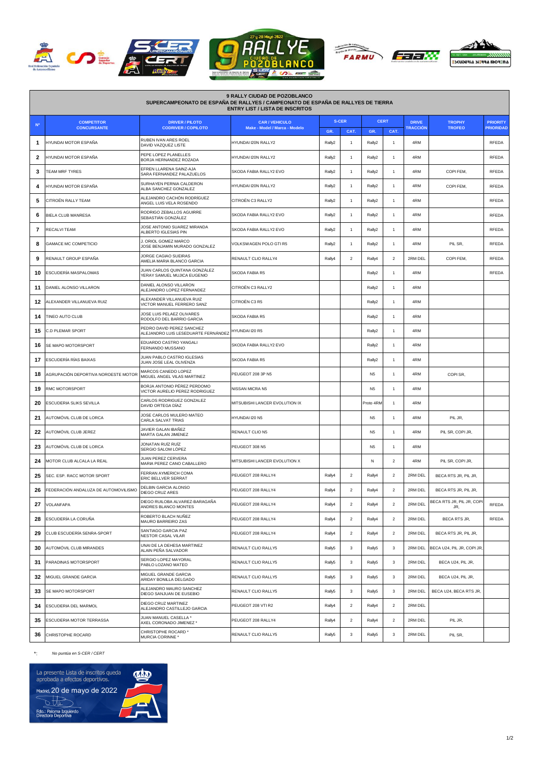# 9 RALLY CIUDAD DE POZOBLANCO

## SUPERCAMPEONATO DE ESPAÑA DE RALLYES / CAMPEONATO DE ESPAÑA DE RALLYES DE TIERRA

### ENTRY LIST / LISTA DE INSCRITOS

| Nº | COMPETITOR CONCURSANTE | DRIVER / PILOTO CODRIVER / COPILOTO | CAR / VEHICULO Make - Model / Marca - Modelo | S-CER | | CERT | | DRIVE TRACCIÓN | TROPHY TROFEO | PRIORITY PRIORIDAD |
|---|---|---|---|---|---|---|---|---|---|---|
| | | | | GR. | CAT. | GR. | CAT. | | | |
| 1 | HYUNDAI MOTOR ESPAÑA | RUBEN IVAN ARES ROEL<br>DAVID VAZQUEZ LISTE | HYUNDAI I20N RALLY2 | Rally2 | 1 | Rally2 | 1 | 4RM | | RFEDA |
| 2 | HYUNDAI MOTOR ESPAÑA | PEPE LOPEZ PLANELLES<br>BORJA HERNANDEZ ROZADA | HYUNDAI I20N RALLY2 | Rally2 | 1 | Rally2 | 1 | 4RM | | RFEDA |
| 3 | TEAM MRF TYRES | EFREN LLARENA SAINZ-AJA<br>SARA FERNANDEZ PALAZUELOS | SKODA FABIA RALLY2 EVO | Rally2 | 1 | Rally2 | 1 | 4RM | COPI FEM, | RFEDA |
| 4 | HYUNDAI MOTOR ESPAÑA | SURHAYEN PERNIA CALDERON<br>ALBA SANCHEZ GONZALEZ | HYUNDAI I20N RALLY2 | Rally2 | 1 | Rally2 | 1 | 4RM | COPI FEM, | RFEDA |
| 5 | CITROËN RALLY TEAM | ALEJANDRO CACHÓN RODRÍGUEZ<br>ANGEL LUIS VELA ROSENDO | CITROËN C3 RALLY2 | Rally2 | 1 | Rally2 | 1 | 4RM | | RFEDA |
| 6 | BIELA CLUB MANRESA | RODRIGO ZEBALLOS AGUIRRE<br>SEBASTIÁN GONZÁLEZ | SKODA FABIA RALLY2 EVO | Rally2 | 1 | Rally2 | 1 | 4RM | | RFEDA |
| 7 | RECALVI TEAM | JOSE ANTONIO SUAREZ MIRANDA<br>ALBERTO IGLESIAS PIN | SKODA FABIA RALLY2 EVO | Rally2 | 1 | Rally2 | 1 | 4RM | | RFEDA |
| 8 | GAMACE MC COMPETICIO | J. ORIOL GOMEZ MARCO<br>JOSE BENJAMIN MURADO GONZALEZ | VOLKSWAGEN POLO GTI R5 | Rally2 | 1 | Rally2 | 1 | 4RM | PIL SR, | RFEDA |
| 9 | RENAULT GROUP ESPAÑA | JORGE CAGIAO SUEIRAS<br>AMELIA MARIA BLANCO GARCIA | RENAULT CLIO RALLY4 | Rally4 | 2 | Rally4 | 2 | 2RM DEL | COPI FEM, | RFEDA |
| 10 | ESCUDERÍA MASPALOMAS | JUAN CARLOS QUINTANA GONZÁLEZ<br>YERAY SAMUEL MUJICA EUGENIO | SKODA FABIA R5 | | | Rally2 | 1 | 4RM | | RFEDA |
| 11 | DANIEL ALONSO VILLARON | DANIEL ALONSO VILLARON<br>ALEJANDRO LOPEZ FERNANDEZ | CITROËN C3 RALLY2 | | | Rally2 | 1 | 4RM | | |
| 12 | ALEXANDER VILLANUEVA RUIZ | ALEXANDER VILLANUEVA RUIZ<br>VICTOR MANUEL FERRERO SANZ | CITROËN C3 R5 | | | Rally2 | 1 | 4RM | | |
| 14 | TINEO AUTO CLUB | JOSE LUIS PELAEZ OLIVARES<br>RODOLFO DEL BARRIO GARCIA | SKODA FABIA R5 | | | Rally2 | 1 | 4RM | | |
| 15 | C.D PLEMAR SPORT | PEDRO DAVID PEREZ SANCHEZ<br>ALEJANDRO LUIS LESEDUARTE FERNÁNDEZ | HYUNDAI I20 R5 | | | Rally2 | 1 | 4RM | | |
| 16 | SE MAPO MOTORSPORT | EDUARDO CASTRO YANGALI<br>FERNANDO MUSSANO | SKODA FABIA RALLY2 EVO | | | Rally2 | 1 | 4RM | | |
| 17 | ESCUDERÍA RÍAS BAIXAS | JUAN PABLO CASTRO IGLESIAS<br>JUAN JOSE LEAL OLIVENZA | SKODA FABIA R5 | | | Rally2 | 1 | 4RM | | |
| 18 | AGRUPACIÓN DEPORTIVA NOROESTE MOTOR | MARCOS CANEDO LOPEZ<br>MIGUEL ANGEL VILAS MARTINEZ | PEUGEOT 208 3P N5 | | | N5 | 1 | 4RM | COPI SR, | |
| 19 | RMC MOTORSPORT | BORJA ANTONIO PÉREZ PERDOMO<br>VICTOR AURELIO PEREZ RODRIGUEZ | NISSAN MICRA N5 | | | N5 | 1 | 4RM | | |
| 20 | ESCUDERIA SLIKS SEVILLA | CARLOS RODRIGUEZ GONZALEZ<br>DAVID ORTEGA DÍAZ | MITSUBISHI LANCER EVOLUTION IX | | | Proto 4RM | 1 | 4RM | | |
| 21 | AUTOMÓVIL CLUB DE LORCA | JOSE CARLOS MULERO MATEO<br>CARLA SALVAT TRIAS | HYUNDAI I20 N5 | | | N5 | 1 | 4RM | PIL JR, | |
| 22 | AUTOMÓVIL CLUB JEREZ | JAVIER GALAN IBAÑEZ<br>MARTA GALAN JIMENEZ | RENAULT CLIO N5 | | | N5 | 1 | 4RM | PIL SR, COPI JR, | |
| 23 | AUTOMÓVIL CLUB DE LORCA | JONATAN RUÍZ RUÍZ<br>SERGIO SALOM LÓPEZ | PEUGEOT 308 N5 | | | N5 | 1 | 4RM | | |
| 24 | MOTOR CLUB ALCALA LA REAL | JUAN PEREZ CERVERA<br>MARIA PEREZ CANO CABALLERO | MITSUBISHI LANCER EVOLUTION X | | | N | 2 | 4RM | PIL SR, COPI JR, | |
| 25 | SEC. ESP. RACC MOTOR SPORT | FERRAN AYMERICH COMA<br>ERIC BELLVER SERRAT | PEUGEOT 208 RALLY4 | Rally4 | 2 | Rally4 | 2 | 2RM DEL | BECA RTS JR, PIL JR, | |
| 26 | FEDERACIÓN ANDALUZA DE AUTOMOVILISMO | DELBIN GARCIA ALONSO<br>DIEGO CRUZ ARES | PEUGEOT 208 RALLY4 | Rally4 | 2 | Rally4 | 2 | 2RM DEL | BECA RTS JR, PIL JR, | |
| 27 | VOLANFAPA | DIEGO RUILOBA ALVAREZ-BARAGAÑA<br>ANDRES BLANCO MONTES | PEUGEOT 208 RALLY4 | Rally4 | 2 | Rally4 | 2 | 2RM DEL | BECA RTS JR, PIL JR, COPI JR, | RFEDA |
| 28 | ESCUDERÍA LA CORUÑA | ROBERTO BLACH NUÑEZ<br>MAURO BARREIRO ZAS | PEUGEOT 208 RALLY4 | Rally4 | 2 | Rally4 | 2 | 2RM DEL | BECA RTS JR, | RFEDA |
| 29 | CLUB ESCUDERÍA SENRA-SPORT | SANTIAGO GARCIA PAZ<br>NESTOR CASAL VILAR | PEUGEOT 208 RALLY4 | Rally4 | 2 | Rally4 | 2 | 2RM DEL | BECA RTS JR, PIL JR, | |
| 30 | AUTOMÓVIL CLUB MIRANDES | UNAI DE LA DEHESA MARTINEZ<br>ALAIN PEÑA SALVADOR | RENAULT CLIO RALLY5 | Rally5 | 3 | Rally5 | 3 | 2RM DEL | BECA U24, PIL JR, COPI JR, | |
| 31 | PARADINAS MOTORSPORT | SERGIO LOPEZ MAYORAL<br>PABLO LOZANO MATEO | RENAULT CLIO RALLY5 | Rally5 | 3 | Rally5 | 3 | 2RM DEL | BECA U24, PIL JR, | |
| 32 | MIGUEL GRANDE GARCIA | MIGUEL GRANDE GARCIA<br>ARIDAY BONILLA DELGADO | RENAULT CLIO RALLY5 | Rally5 | 3 | Rally5 | 3 | 2RM DEL | BECA U24, PIL JR, | |
| 33 | SE MAPO MOTORSPORT | ALEJANDRO MAURO SANCHEZ<br>DIEGO SANJUAN DE EUSEBIO | RENAULT CLIO RALLY5 | Rally5 | 3 | Rally5 | 3 | 2RM DEL | BECA U24, BECA RTS JR, | |
| 34 | ESCUDERIA DEL MARMOL | DIEGO CRUZ MARTINEZ<br>ALEJANDRO CASTILLEJO GARCIA | PEUGEOT 208 VTI R2 | Rally4 | 2 | Rally4 | 2 | 2RM DEL | | |
| 35 | ESCUDERIA MOTOR TERRASSA | JUAN MANUEL CASELLA *<br>AXEL CORONADO JIMENEZ * | PEUGEOT 208 RALLY4 | Rally4 | 2 | Rally4 | 2 | 2RM DEL | PIL JR, | |
| 36 | CHRISTOPHE ROCARD | CHRISTOPHE ROCARD *<br>MURCIA CORINNE * | RENAULT CLIO RALLY5 | Rally5 | 3 | Rally5 | 3 | 2RM DEL | PIL SR, | |

*: *No puntúa en S-CER / CERT*

La presente Lista de inscritos queda aprobada a efectos deportivos.

Madrid, 20 de mayo de 2022

Fdo.: Paloma Izquierdo
Directora Deportiva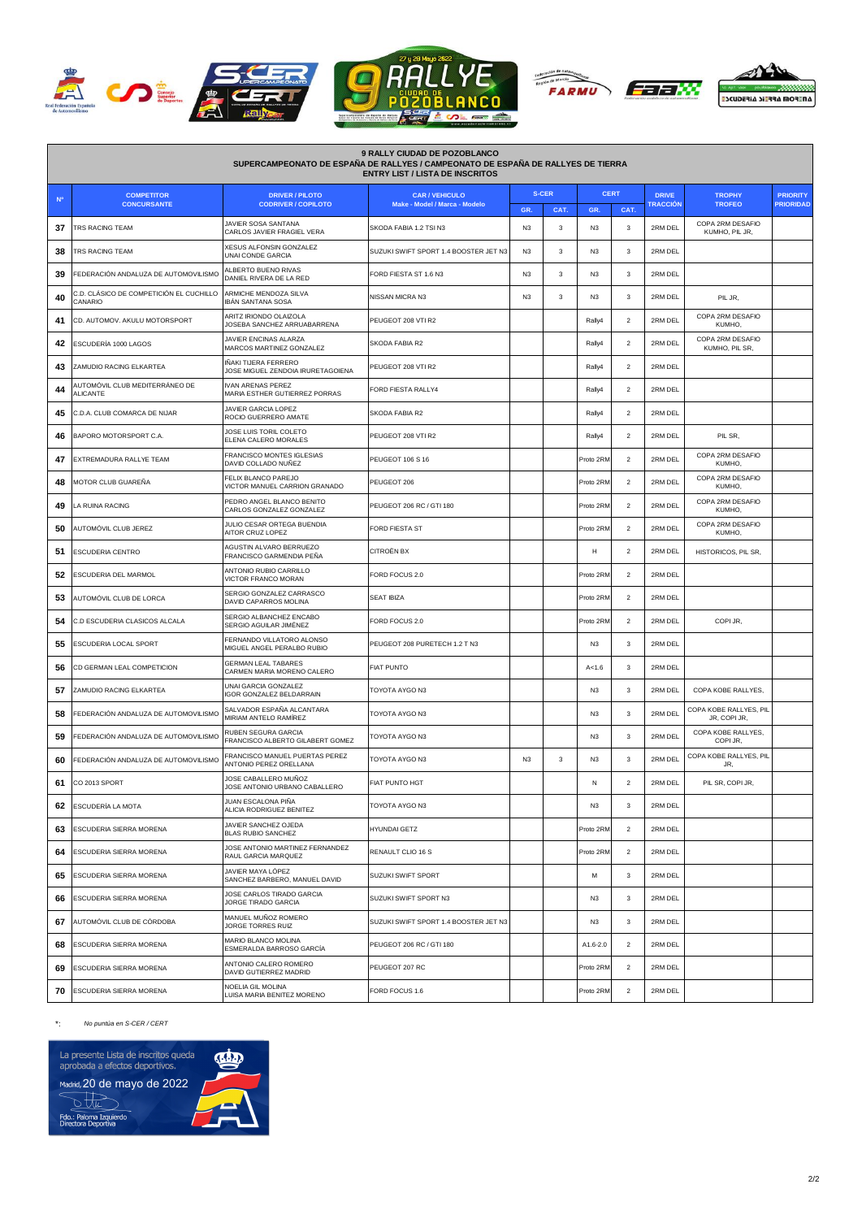**9 RALLY CIUDAD DE POZOBLANCO**
**SUPERCAMPEONATO DE ESPAÑA DE RALLYES / CAMPEONATO DE ESPAÑA DE RALLYES DE TIERRA**
**ENTRY LIST / LISTA DE INSCRITOS**

| Nº | COMPETITOR CONCURSANTE | DRIVER / PILOTO CODRIVER / COPILOTO | CAR / VEHICULO Make - Model / Marca - Modelo | S-CER | | CERT | | DRIVE TRACCIÓN | TROPHY TROFEO | PRIORITY PRIORIDAD |
|---|---|---|---|---|---|---|---|---|---|---|
| | | | | GR. | CAT. | GR. | CAT. | | | |
| 37 | TRS RACING TEAM | JAVIER SOSA SANTANA<br>CARLOS JAVIER FRAGIEL VERA | SKODA FABIA 1.2 TSI N3 | N3 | 3 | N3 | 3 | 2RM DEL | COPA 2RM DESAFIO KUMHO, PIL JR, | |
| 38 | TRS RACING TEAM | XESUS ALFONSIN GONZALEZ<br>UNAI CONDE GARCIA | SUZUKI SWIFT SPORT 1.4 BOOSTER JET N3 | N3 | 3 | N3 | 3 | 2RM DEL | | |
| 39 | FEDERACIÓN ANDALUZA DE AUTOMOVILISMO | ALBERTO BUENO RIVAS<br>DANIEL RIVERA DE LA RED | FORD FIESTA ST 1.6 N3 | N3 | 3 | N3 | 3 | 2RM DEL | | |
| 40 | C.D. CLÁSICO DE COMPETICIÓN EL CUCHILLO CANARIO | ARMICHE MENDOZA SILVA<br>IBÁN SANTANA SOSA | NISSAN MICRA N3 | N3 | 3 | N3 | 3 | 2RM DEL | PIL JR, | |
| 41 | CD. AUTOMOV. AKULU MOTORSPORT | ARITZ IRIONDO OLAIZOLA<br>JOSEBA SANCHEZ ARRUABARRENA | PEUGEOT 208 VTI R2 | | | Rally4 | 2 | 2RM DEL | COPA 2RM DESAFIO KUMHO, | |
| 42 | ESCUDERÍA 1000 LAGOS | JAVIER ENCINAS ALARZA<br>MARCOS MARTINEZ GONZALEZ | SKODA FABIA R2 | | | Rally4 | 2 | 2RM DEL | COPA 2RM DESAFIO KUMHO, PIL SR, | |
| 43 | ZAMUDIO RACING ELKARTEA | IÑAKI TIJERA FERRERO<br>JOSE MIGUEL ZENDOIA IRURETAGOIENA | PEUGEOT 208 VTI R2 | | | Rally4 | 2 | 2RM DEL | | |
| 44 | AUTOMÓVIL CLUB MEDITERRÁNEO DE ALICANTE | IVAN ARENAS PEREZ<br>MARIA ESTHER GUTIERREZ PORRAS | FORD FIESTA RALLY4 | | | Rally4 | 2 | 2RM DEL | | |
| 45 | C.D.A. CLUB COMARCA DE NIJAR | JAVIER GARCIA LOPEZ<br>ROCIO GUERRERO AMATE | SKODA FABIA R2 | | | Rally4 | 2 | 2RM DEL | | |
| 46 | BAPORO MOTORSPORT C.A. | JOSE LUIS TORIL COLETO<br>ELENA CALERO MORALES | PEUGEOT 208 VTI R2 | | | Rally4 | 2 | 2RM DEL | PIL SR, | |
| 47 | EXTREMADURA RALLYE TEAM | FRANCISCO MONTES IGLESIAS<br>DAVID COLLADO NUÑEZ | PEUGEOT 106 S 16 | | | Proto 2RM | 2 | 2RM DEL | COPA 2RM DESAFIO KUMHO, | |
| 48 | MOTOR CLUB GUAREÑA | FELIX BLANCO PAREJO<br>VICTOR MANUEL CARRION GRANADO | PEUGEOT 206 | | | Proto 2RM | 2 | 2RM DEL | COPA 2RM DESAFIO KUMHO, | |
| 49 | LA RUINA RACING | PEDRO ANGEL BLANCO BENITO<br>CARLOS GONZALEZ GONZALEZ | PEUGEOT 206 RC / GTI 180 | | | Proto 2RM | 2 | 2RM DEL | COPA 2RM DESAFIO KUMHO, | |
| 50 | AUTOMÓVIL CLUB JEREZ | JULIO CESAR ORTEGA BUENDIA<br>AITOR CRUZ LOPEZ | FORD FIESTA ST | | | Proto 2RM | 2 | 2RM DEL | COPA 2RM DESAFIO KUMHO, | |
| 51 | ESCUDERIA CENTRO | AGUSTIN ALVARO BERRUEZO<br>FRANCISCO GARMENDIA PEÑA | CITROËN BX | | | H | 2 | 2RM DEL | HISTORICOS, PIL SR, | |
| 52 | ESCUDERIA DEL MARMOL | ANTONIO RUBIO CARRILLO<br>VICTOR FRANCO MORAN | FORD FOCUS 2.0 | | | Proto 2RM | 2 | 2RM DEL | | |
| 53 | AUTOMÓVIL CLUB DE LORCA | SERGIO GONZALEZ CARRASCO<br>DAVID CAPARROS MOLINA | SEAT IBIZA | | | Proto 2RM | 2 | 2RM DEL | | |
| 54 | C.D ESCUDERIA CLASICOS ALCALA | SERGIO ALBANCHEZ ENCABO<br>SERGIO AGUILAR JIMÉNEZ | FORD FOCUS 2.0 | | | Proto 2RM | 2 | 2RM DEL | COPI JR, | |
| 55 | ESCUDERIA LOCAL SPORT | FERNANDO VILLATORO ALONSO<br>MIGUEL ANGEL PERALBO RUBIO | PEUGEOT 208 PURETECH 1.2 T N3 | | | N3 | 3 | 2RM DEL | | |
| 56 | CD GERMAN LEAL COMPETICION | GERMAN LEAL TABARES<br>CARMEN MARIA MORENO CALERO | FIAT PUNTO | | | A<1.6 | 3 | 2RM DEL | | |
| 57 | ZAMUDIO RACING ELKARTEA | UNAI GARCIA GONZALEZ<br>IGOR GONZALEZ BELDARRAIN | TOYOTA AYGO N3 | | | N3 | 3 | 2RM DEL | COPA KOBE RALLYES, | |
| 58 | FEDERACIÓN ANDALUZA DE AUTOMOVILISMO | SALVADOR ESPAÑA ALCANTARA<br>MIRIAM ANTELO RAMÍREZ | TOYOTA AYGO N3 | | | N3 | 3 | 2RM DEL | COPA KOBE RALLYES, PIL JR, COPI JR, | |
| 59 | FEDERACIÓN ANDALUZA DE AUTOMOVILISMO | RUBEN SEGURA GARCIA<br>FRANCISCO ALBERTO GILABERT GOMEZ | TOYOTA AYGO N3 | | | N3 | 3 | 2RM DEL | COPA KOBE RALLYES, COPI JR, | |
| 60 | FEDERACIÓN ANDALUZA DE AUTOMOVILISMO | FRANCISCO MANUEL PUERTAS PEREZ<br>ANTONIO PEREZ ORELLANA | TOYOTA AYGO N3 | N3 | 3 | N3 | 3 | 2RM DEL | COPA KOBE RALLYES, PIL JR, | |
| 61 | CO 2013 SPORT | JOSE CABALLERO MUÑOZ<br>JOSE ANTONIO URBANO CABALLERO | FIAT PUNTO HGT | | | N | 2 | 2RM DEL | PIL SR, COPI JR, | |
| 62 | ESCUDERÍA LA MOTA | JUAN ESCALONA PIÑA<br>ALICIA RODRIGUEZ BENITEZ | TOYOTA AYGO N3 | | | N3 | 3 | 2RM DEL | | |
| 63 | ESCUDERIA SIERRA MORENA | JAVIER SANCHEZ OJEDA<br>BLAS RUBIO SANCHEZ | HYUNDAI GETZ | | | Proto 2RM | 2 | 2RM DEL | | |
| 64 | ESCUDERIA SIERRA MORENA | JOSE ANTONIO MARTINEZ FERNANDEZ<br>RAUL GARCIA MARQUEZ | RENAULT CLIO 16 S | | | Proto 2RM | 2 | 2RM DEL | | |
| 65 | ESCUDERIA SIERRA MORENA | JAVIER MAYA LÓPEZ<br>SANCHEZ BARBERO, MANUEL DAVID | SUZUKI SWIFT SPORT | | | M | 3 | 2RM DEL | | |
| 66 | ESCUDERIA SIERRA MORENA | JOSE CARLOS TIRADO GARCIA<br>JORGE TIRADO GARCIA | SUZUKI SWIFT SPORT N3 | | | N3 | 3 | 2RM DEL | | |
| 67 | AUTOMÓVIL CLUB DE CÓRDOBA | MANUEL MUÑOZ ROMERO<br>JORGE TORRES RUIZ | SUZUKI SWIFT SPORT 1.4 BOOSTER JET N3 | | | N3 | 3 | 2RM DEL | | |
| 68 | ESCUDERIA SIERRA MORENA | MARIO BLANCO MOLINA<br>ESMERALDA BARROSO GARCÍA | PEUGEOT 206 RC / GTI 180 | | | A1.6-2.0 | 2 | 2RM DEL | | |
| 69 | ESCUDERIA SIERRA MORENA | ANTONIO CALERO ROMERO<br>DAVID GUTIERREZ MADRID | PEUGEOT 207 RC | | | Proto 2RM | 2 | 2RM DEL | | |
| 70 | ESCUDERIA SIERRA MORENA | NOELIA GIL MOLINA<br>LUISA MARIA BENITEZ MORENO | FORD FOCUS 1.6 | | | Proto 2RM | 2 | 2RM DEL | | |

*: *No puntúa en S-CER / CERT*

La presente Lista de inscritos queda aprobada a efectos deportivos.

Madrid, 20 de mayo de 2022

Fdo.: Paloma Izquierdo
Directora Deportiva